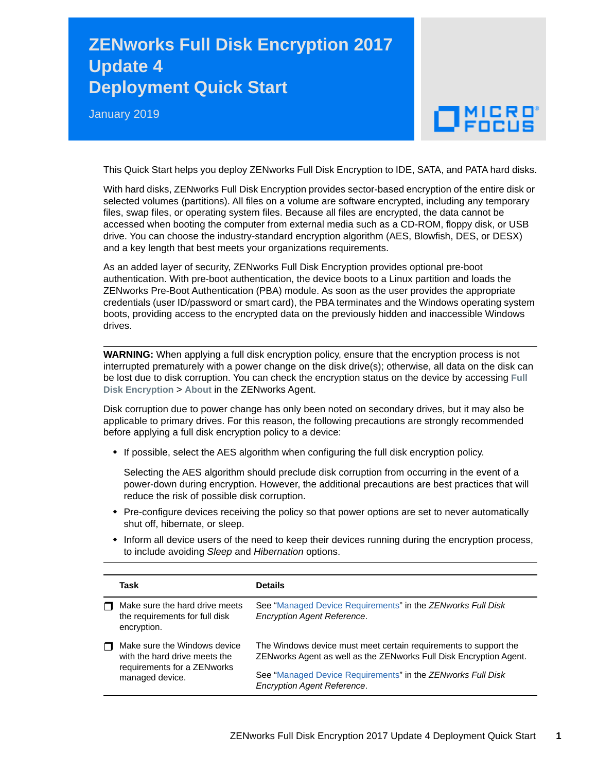# ZENworks Full Disk Encryption 2017 Update 4 Deployment Quick Start

January 2019

This Quick Start helps you deploy ZENworks Full Disk Encryption to IDE, SATA, and PATA hard disks.

With hard disks, ZENworks Full Disk Encryption provides sector-based encryption of the entire disk or selected volumes (partitions). All files on a volume are software encrypted, including any temporary files, swap files, or operating system files. Because all files are encrypted, the data cannot be accessed when booting the computer from external media such as a CD-ROM, floppy disk, or USB drive. You can choose the industry-standard encryption algorithm (AES, Blowfish, DES, or DESX) and a key length that best meets your organizations requirements.

As an added layer of security, ZENworks Full Disk Encryption provides optional pre-boot authentication. With pre-boot authentication, the device boots to a Linux partition and loads the ZENworks Pre-Boot Authentication (PBA) module. As soon as the user provides the appropriate credentials (user ID/password or smart card), the PBA terminates and the Windows operating system boots, providing access to the encrypted data on the previously hidden and inaccessible Windows drives.

---

**WARNING:** When applying a full disk encryption policy, ensure that the encryption process is not interrupted prematurely with a power change on the disk drive(s); otherwise, all data on the disk can be lost due to disk corruption. You can check the encryption status on the device by accessing **Full Disk Encryption** > **About** in the ZENworks Agent.

Disk corruption due to power change has only been noted on secondary drives, but it may also be applicable to primary drives. For this reason, the following precautions are strongly recommended before applying a full disk encryption policy to a device:

- If possible, select the AES algorithm when configuring the full disk encryption policy.

  Selecting the AES algorithm should preclude disk corruption from occurring in the event of a power-down during encryption. However, the additional precautions are best practices that will reduce the risk of possible disk corruption.

- Pre-configure devices receiving the policy so that power options are set to never automatically shut off, hibernate, or sleep.
- Inform all device users of the need to keep their devices running during the encryption process, to include avoiding *Sleep* and *Hibernation* options.

---

| | Task | Details |
|---|---|---|
| ❒ | Make sure the hard drive meets the requirements for full disk encryption. | See "Managed Device Requirements" in the *ZENworks Full Disk Encryption Agent Reference*. |
| ❒ | Make sure the Windows device with the hard drive meets the requirements for a ZENworks managed device. | The Windows device must meet certain requirements to support the ZENworks Agent as well as the ZENworks Full Disk Encryption Agent.<br><br>See "Managed Device Requirements" in the *ZENworks Full Disk Encryption Agent Reference*. |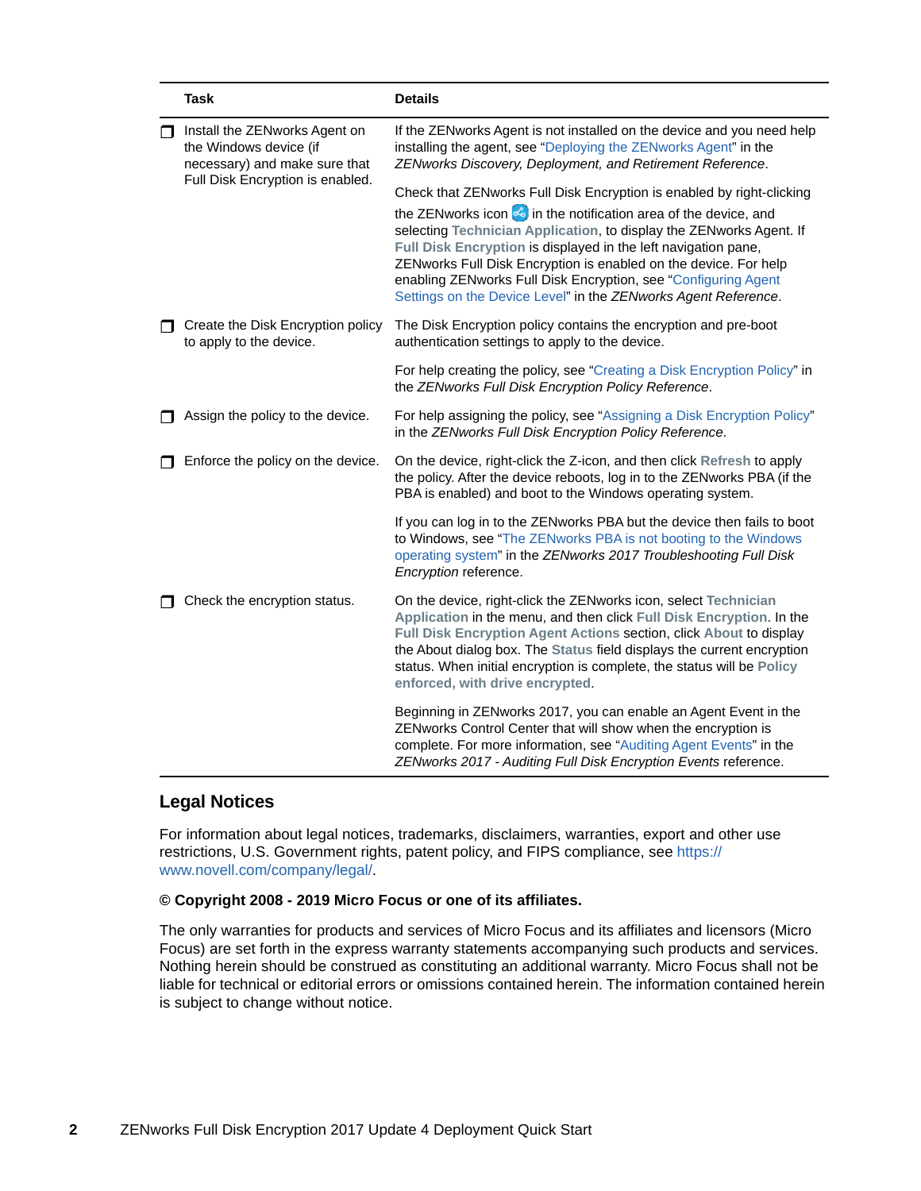| Task | Details |
|---|---|
| ❐ Install the ZENworks Agent on the Windows device (if necessary) and make sure that Full Disk Encryption is enabled. | If the ZENworks Agent is not installed on the device and you need help installing the agent, see "Deploying the ZENworks Agent" in the *ZENworks Discovery, Deployment, and Retirement Reference*.<br><br>Check that ZENworks Full Disk Encryption is enabled by right-clicking the ZENworks icon in the notification area of the device, and selecting **Technician Application**, to display the ZENworks Agent. If **Full Disk Encryption** is displayed in the left navigation pane, ZENworks Full Disk Encryption is enabled on the device. For help enabling ZENworks Full Disk Encryption, see "Configuring Agent Settings on the Device Level" in the *ZENworks Agent Reference*. |
| ❐ Create the Disk Encryption policy to apply to the device. | The Disk Encryption policy contains the encryption and pre-boot authentication settings to apply to the device.<br><br>For help creating the policy, see "Creating a Disk Encryption Policy" in the *ZENworks Full Disk Encryption Policy Reference*. |
| ❐ Assign the policy to the device. | For help assigning the policy, see "Assigning a Disk Encryption Policy" in the *ZENworks Full Disk Encryption Policy Reference*. |
| ❐ Enforce the policy on the device. | On the device, right-click the Z-icon, and then click **Refresh** to apply the policy. After the device reboots, log in to the ZENworks PBA (if the PBA is enabled) and boot to the Windows operating system.<br><br>If you can log in to the ZENworks PBA but the device then fails to boot to Windows, see "The ZENworks PBA is not booting to the Windows operating system" in the *ZENworks 2017 Troubleshooting Full Disk Encryption* reference. |
| ❐ Check the encryption status. | On the device, right-click the ZENworks icon, select **Technician Application** in the menu, and then click **Full Disk Encryption**. In the **Full Disk Encryption Agent Actions** section, click **About** to display the About dialog box. The **Status** field displays the current encryption status. When initial encryption is complete, the status will be **Policy enforced, with drive encrypted**.<br><br>Beginning in ZENworks 2017, you can enable an Agent Event in the ZENworks Control Center that will show when the encryption is complete. For more information, see "Auditing Agent Events" in the *ZENworks 2017 - Auditing Full Disk Encryption Events* reference. |

## Legal Notices

For information about legal notices, trademarks, disclaimers, warranties, export and other use restrictions, U.S. Government rights, patent policy, and FIPS compliance, see https://www.novell.com/company/legal/.

**© Copyright 2008 - 2019 Micro Focus or one of its affiliates.**

The only warranties for products and services of Micro Focus and its affiliates and licensors (Micro Focus) are set forth in the express warranty statements accompanying such products and services. Nothing herein should be construed as constituting an additional warranty. Micro Focus shall not be liable for technical or editorial errors or omissions contained herein. The information contained herein is subject to change without notice.